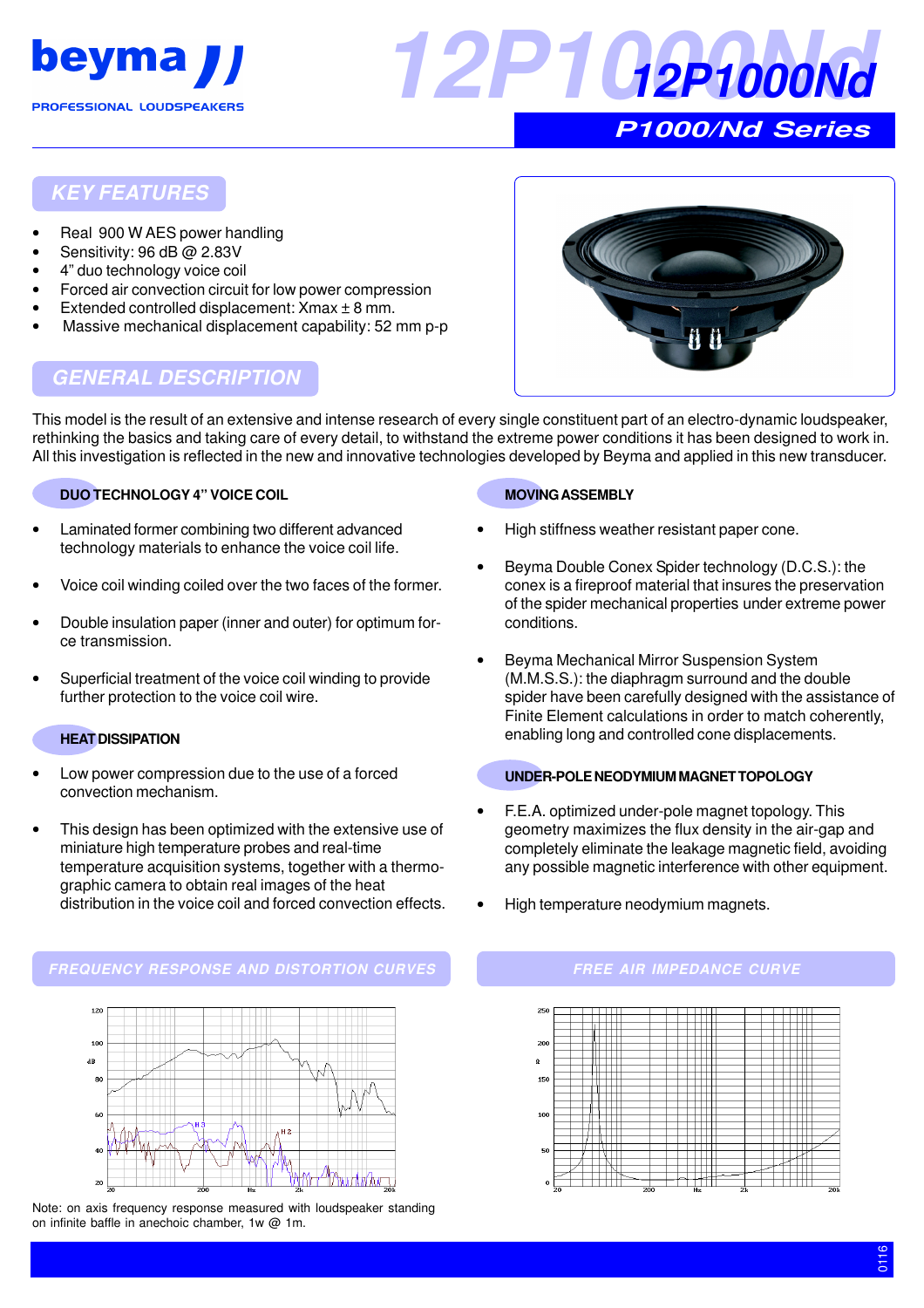# beyma

PROFESSIONAL LOUDSPEAKERS

# 12P1000Nd

## P1000/Nd Series

## KEY FEATURES

- Real 900 W AES power handling
- Sensitivity: 96 dB @ 2.83V
- 4" duo technology voice coil
- Forced air convection circuit for low power compression
- Extended controlled displacement: Xmax ± 8 mm.
- Massive mechanical displacement capability: 52 mm p-p

## GENERAL DESCRIPTION

This model is the result of an extensive and intense research of every single constituent part of an electro-dynamic loudspeaker, rethinking the basics and taking care of every detail, to withstand the extreme power conditions it has been designed to work in. All this investigation is reflected in the new and innovative technologies developed by Beyma and applied in this new transducer.

### DUO TECHNOLOGY 4" VOICE COIL

- Laminated former combining two different advanced technology materials to enhance the voice coil life.
- Voice coil winding coiled over the two faces of the former.
- Double insulation paper (inner and outer) for optimum force transmission.
- Superficial treatment of the voice coil winding to provide further protection to the voice coil wire.

### HEAT DISSIPATION

- Low power compression due to the use of a forced convection mechanism.
- This design has been optimized with the extensive use of miniature high temperature probes and real-time temperature acquisition systems, together with a thermographic camera to obtain real images of the heat distribution in the voice coil and forced convection effects.

### MOVING ASSEMBLY

- High stiffness weather resistant paper cone.
- Beyma Double Conex Spider technology (D.C.S.): the conex is a fireproof material that insures the preservation of the spider mechanical properties under extreme power conditions.
- Beyma Mechanical Mirror Suspension System (M.M.S.S.): the diaphragm surround and the double spider have been carefully designed with the assistance of Finite Element calculations in order to match coherently, enabling long and controlled cone displacements.

### UNDER-POLE NEODYMIUM MAGNET TOPOLOGY

- F.E.A. optimized under-pole magnet topology. This geometry maximizes the flux density in the air-gap and completely eliminate the leakage magnetic field, avoiding any possible magnetic interference with other equipment.
- High temperature neodymium magnets.

## FREQUENCY RESPONSE AND DISTORTION CURVES

Note: on axis frequency response measured with loudspeaker standing on infinite baffle in anechoic chamber, 1w @ 1m.

## FREE AIR IMPEDANCE CURVE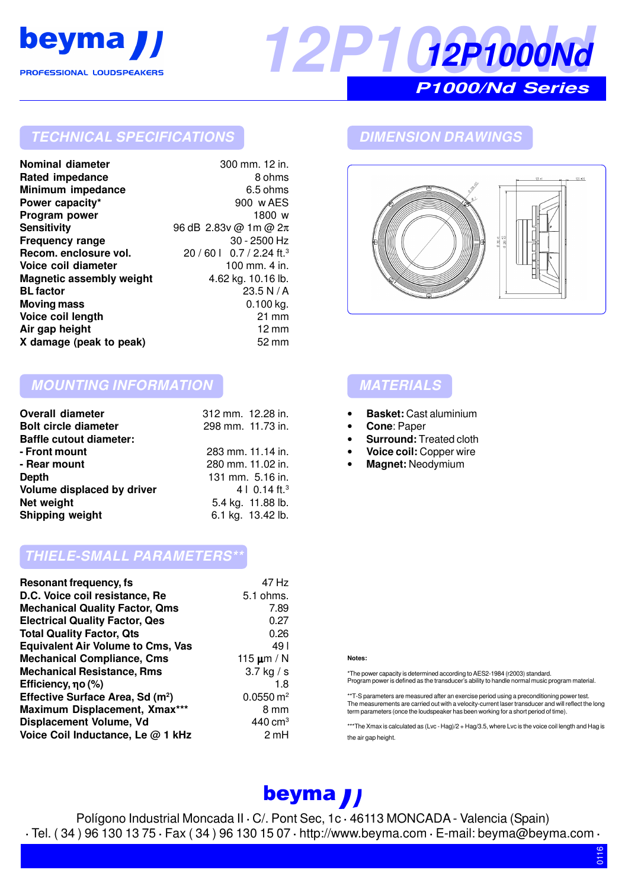# beyma

PROFESSIONAL LOUDSPEAKERS

# 12P1000Nd

## P1000/Nd Series

## TECHNICAL SPECIFICATIONS

| | |
|---|---|
| **Nominal diameter** | 300 mm. 12 in. |
| **Rated impedance** | 8 ohms |
| **Minimum impedance** | 6.5 ohms |
| **Power capacity*** | 900 w AES |
| **Program power** | 1800 w |
| **Sensitivity** | 96 dB 2.83v @ 1m @ $2\pi$ |
| **Frequency range** | 30 - 2500 Hz |
| **Recom. enclosure vol.** | 20 / 60 l 0.7 / 2.24 ft.$^3$ |
| **Voice coil diameter** | 100 mm. 4 in. |
| **Magnetic assembly weight** | 4.62 kg. 10.16 lb. |
| **BL factor** | 23.5 N / A |
| **Moving mass** | 0.100 kg. |
| **Voice coil length** | 21 mm |
| **Air gap height** | 12 mm |
| **X damage (peak to peak)** | 52 mm |

## DIMENSION DRAWINGS

## MOUNTING INFORMATION

| | |
|---|---|
| **Overall diameter** | 312 mm. 12.28 in. |
| **Bolt circle diameter** | 298 mm. 11.73 in. |
| **Baffle cutout diameter:** | |
| **- Front mount** | 283 mm. 11.14 in. |
| **- Rear mount** | 280 mm. 11.02 in. |
| **Depth** | 131 mm. 5.16 in. |
| **Volume displaced by driver** | 4 l 0.14 ft.$^3$ |
| **Net weight** | 5.4 kg. 11.88 lb. |
| **Shipping weight** | 6.1 kg. 13.42 lb. |

## MATERIALS

- **Basket:** Cast aluminium
- **Cone**: Paper
- **Surround:** Treated cloth
- **Voice coil:** Copper wire
- **Magnet:** Neodymium

## THIELE-SMALL PARAMETERS**

| | |
|---|---|
| **Resonant frequency, fs** | 47 Hz |
| **D.C. Voice coil resistance, Re** | 5.1 ohms. |
| **Mechanical Quality Factor, Qms** | 7.89 |
| **Electrical Quality Factor, Qes** | 0.27 |
| **Total Quality Factor, Qts** | 0.26 |
| **Equivalent Air Volume to Cms, Vas** | 49 l |
| **Mechanical Compliance, Cms** | 115 $\mu$m / N |
| **Mechanical Resistance, Rms** | 3.7 kg / s |
| **Efficiency, $\eta$o (%)** | 1.8 |
| **Effective Surface Area, Sd (m$^2$)** | 0.0550 m$^2$ |
| **Maximum Displacement, Xmax*** ** | 8 mm |
| **Displacement Volume, Vd** | 440 cm$^3$ |
| **Voice Coil Inductance, Le @ 1 kHz** | 2 mH |

**Notes:**

*The power capacity is determined according to AES2-1984 (r2003) standard.
Program power is defined as the transducer's ability to handle normal music program material.

**T-S parameters are measured after an exercise period using a preconditioning power test. The measurements are carried out with a velocity-current laser transducer and will reflect the long term parameters (once the loudspeaker has been working for a short period of time).

***The Xmax is calculated as (Lvc - Hag)/2 + Hag/3.5, where Lvc is the voice coil length and Hag is the air gap height.

**beyma**

Polígono Industrial Moncada II · C/. Pont Sec, 1c · 46113 MONCADA - Valencia (Spain)
· Tel. ( 34 ) 96 130 13 75 · Fax ( 34 ) 96 130 15 07 · http://www.beyma.com · E-mail: beyma@beyma.com ·

0116